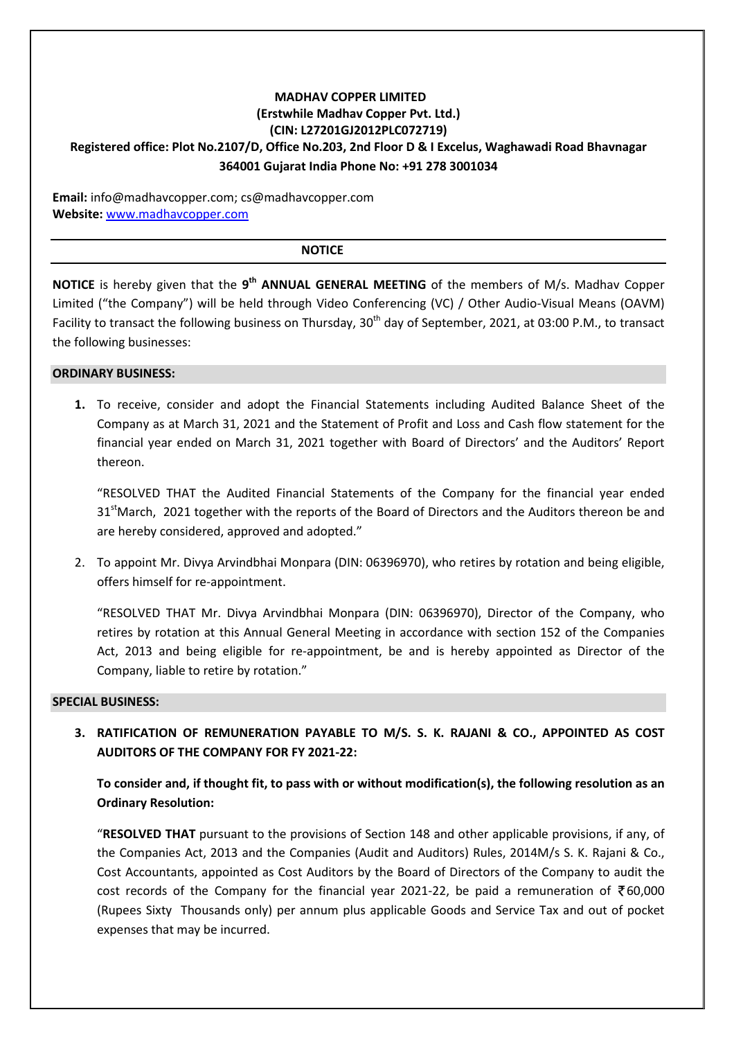# MADHAV COPPER LIMITED

**(Erstwhile Madhav Copper Pvt. Ltd.)**

**(CIN: L27201GJ2012PLC072719)**

**Registered office: Plot No.2107/D, Office No.203, 2nd Floor D & I Excelus, Waghawadi Road Bhavnagar 364001 Gujarat India Phone No: +91 278 3001034**

**Email:** info@madhavcopper.com; cs@madhavcopper.com
**Website:** www.madhavcopper.com

## NOTICE

**NOTICE** is hereby given that the **9th ANNUAL GENERAL MEETING** of the members of M/s. Madhav Copper Limited ("the Company") will be held through Video Conferencing (VC) / Other Audio-Visual Means (OAVM) Facility to transact the following business on Thursday, 30th day of September, 2021, at 03:00 P.M., to transact the following businesses:

### ORDINARY BUSINESS:

1. To receive, consider and adopt the Financial Statements including Audited Balance Sheet of the Company as at March 31, 2021 and the Statement of Profit and Loss and Cash flow statement for the financial year ended on March 31, 2021 together with Board of Directors' and the Auditors' Report thereon.

   "RESOLVED THAT the Audited Financial Statements of the Company for the financial year ended 31st March, 2021 together with the reports of the Board of Directors and the Auditors thereon be and are hereby considered, approved and adopted."

2. To appoint Mr. Divya Arvindbhai Monpara (DIN: 06396970), who retires by rotation and being eligible, offers himself for re-appointment.

   "RESOLVED THAT Mr. Divya Arvindbhai Monpara (DIN: 06396970), Director of the Company, who retires by rotation at this Annual General Meeting in accordance with section 152 of the Companies Act, 2013 and being eligible for re-appointment, be and is hereby appointed as Director of the Company, liable to retire by rotation."

### SPECIAL BUSINESS:

3. **RATIFICATION OF REMUNERATION PAYABLE TO M/S. S. K. RAJANI & CO., APPOINTED AS COST AUDITORS OF THE COMPANY FOR FY 2021-22:**

   **To consider and, if thought fit, to pass with or without modification(s), the following resolution as an Ordinary Resolution:**

   "**RESOLVED THAT** pursuant to the provisions of Section 148 and other applicable provisions, if any, of the Companies Act, 2013 and the Companies (Audit and Auditors) Rules, 2014M/s S. K. Rajani & Co., Cost Accountants, appointed as Cost Auditors by the Board of Directors of the Company to audit the cost records of the Company for the financial year 2021-22, be paid a remuneration of ₹60,000 (Rupees Sixty Thousands only) per annum plus applicable Goods and Service Tax and out of pocket expenses that may be incurred.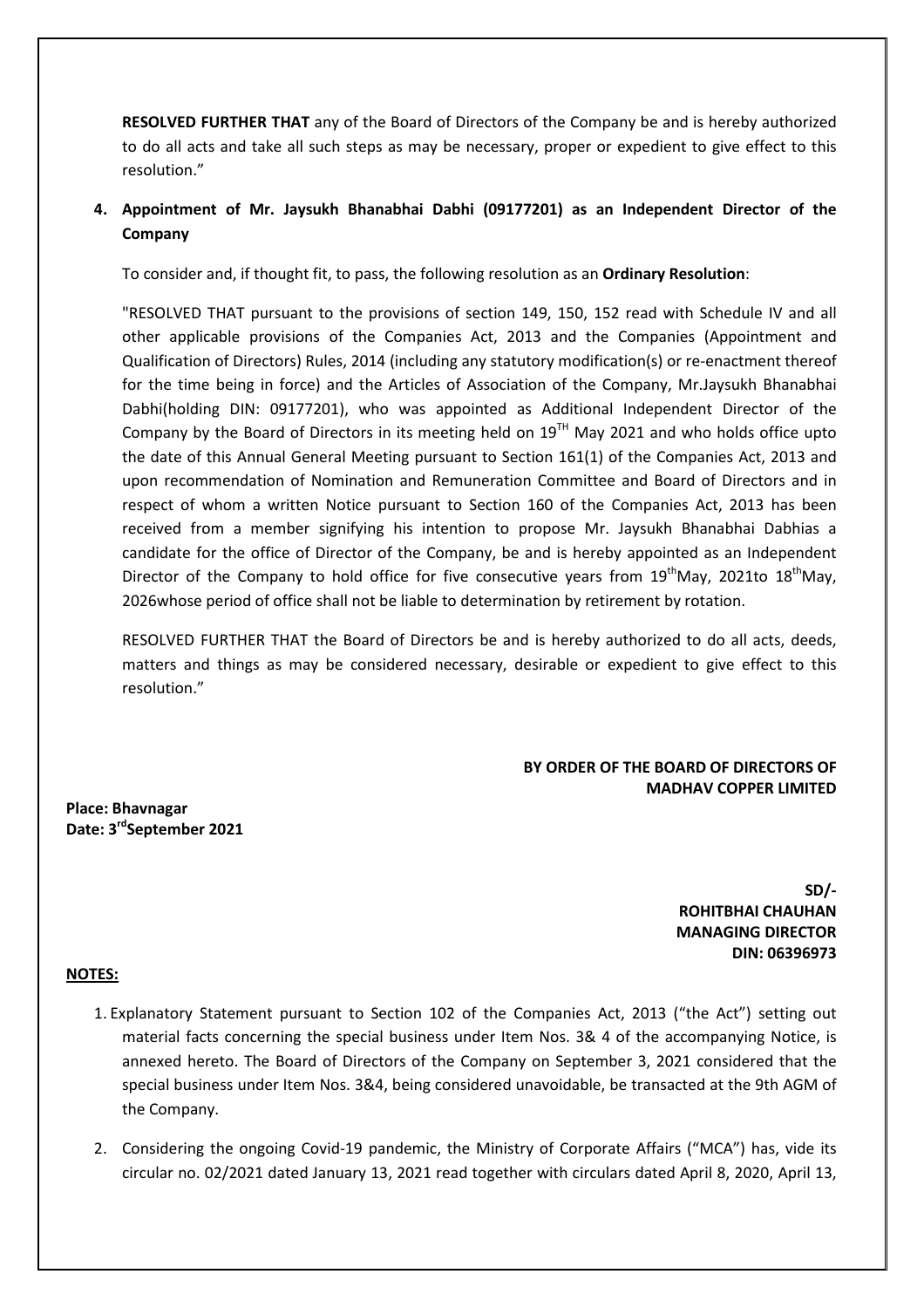**RESOLVED FURTHER THAT** any of the Board of Directors of the Company be and is hereby authorized to do all acts and take all such steps as may be necessary, proper or expedient to give effect to this resolution."

**4. Appointment of Mr. Jaysukh Bhanabhai Dabhi (09177201) as an Independent Director of the Company**

To consider and, if thought fit, to pass, the following resolution as an **Ordinary Resolution**:

"RESOLVED THAT pursuant to the provisions of section 149, 150, 152 read with Schedule IV and all other applicable provisions of the Companies Act, 2013 and the Companies (Appointment and Qualification of Directors) Rules, 2014 (including any statutory modification(s) or re-enactment thereof for the time being in force) and the Articles of Association of the Company, Mr.Jaysukh Bhanabhai Dabhi(holding DIN: 09177201), who was appointed as Additional Independent Director of the Company by the Board of Directors in its meeting held on 19TH May 2021 and who holds office upto the date of this Annual General Meeting pursuant to Section 161(1) of the Companies Act, 2013 and upon recommendation of Nomination and Remuneration Committee and Board of Directors and in respect of whom a written Notice pursuant to Section 160 of the Companies Act, 2013 has been received from a member signifying his intention to propose Mr. Jaysukh Bhanabhai Dabhias a candidate for the office of Director of the Company, be and is hereby appointed as an Independent Director of the Company to hold office for five consecutive years from 19thMay, 2021to 18thMay, 2026whose period of office shall not be liable to determination by retirement by rotation.

RESOLVED FURTHER THAT the Board of Directors be and is hereby authorized to do all acts, deeds, matters and things as may be considered necessary, desirable or expedient to give effect to this resolution."

**BY ORDER OF THE BOARD OF DIRECTORS OF MADHAV COPPER LIMITED**

**Place: Bhavnagar**
**Date: 3rdSeptember 2021**

**SD/-**
**ROHITBHAI CHAUHAN**
**MANAGING DIRECTOR**
**DIN: 06396973**

**NOTES:**

1. Explanatory Statement pursuant to Section 102 of the Companies Act, 2013 ("the Act") setting out material facts concerning the special business under Item Nos. 3& 4 of the accompanying Notice, is annexed hereto. The Board of Directors of the Company on September 3, 2021 considered that the special business under Item Nos. 3&4, being considered unavoidable, be transacted at the 9th AGM of the Company.

2. Considering the ongoing Covid-19 pandemic, the Ministry of Corporate Affairs ("MCA") has, vide its circular no. 02/2021 dated January 13, 2021 read together with circulars dated April 8, 2020, April 13,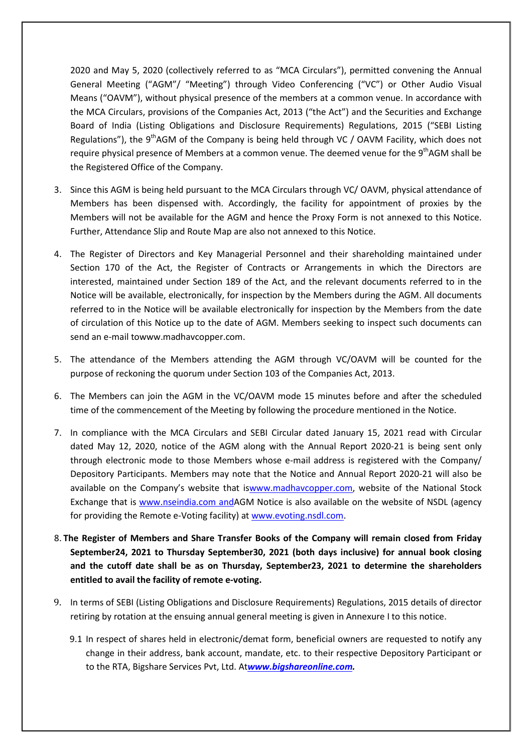2020 and May 5, 2020 (collectively referred to as "MCA Circulars"), permitted convening the Annual General Meeting ("AGM"/ "Meeting") through Video Conferencing ("VC") or Other Audio Visual Means ("OAVM"), without physical presence of the members at a common venue. In accordance with the MCA Circulars, provisions of the Companies Act, 2013 ("the Act") and the Securities and Exchange Board of India (Listing Obligations and Disclosure Requirements) Regulations, 2015 ("SEBI Listing Regulations"), the 9thAGM of the Company is being held through VC / OAVM Facility, which does not require physical presence of Members at a common venue. The deemed venue for the 9thAGM shall be the Registered Office of the Company.

3. Since this AGM is being held pursuant to the MCA Circulars through VC/ OAVM, physical attendance of Members has been dispensed with. Accordingly, the facility for appointment of proxies by the Members will not be available for the AGM and hence the Proxy Form is not annexed to this Notice. Further, Attendance Slip and Route Map are also not annexed to this Notice.

4. The Register of Directors and Key Managerial Personnel and their shareholding maintained under Section 170 of the Act, the Register of Contracts or Arrangements in which the Directors are interested, maintained under Section 189 of the Act, and the relevant documents referred to in the Notice will be available, electronically, for inspection by the Members during the AGM. All documents referred to in the Notice will be available electronically for inspection by the Members from the date of circulation of this Notice up to the date of AGM. Members seeking to inspect such documents can send an e-mail towww.madhavcopper.com.

5. The attendance of the Members attending the AGM through VC/OAVM will be counted for the purpose of reckoning the quorum under Section 103 of the Companies Act, 2013.

6. The Members can join the AGM in the VC/OAVM mode 15 minutes before and after the scheduled time of the commencement of the Meeting by following the procedure mentioned in the Notice.

7. In compliance with the MCA Circulars and SEBI Circular dated January 15, 2021 read with Circular dated May 12, 2020, notice of the AGM along with the Annual Report 2020-21 is being sent only through electronic mode to those Members whose e-mail address is registered with the Company/ Depository Participants. Members may note that the Notice and Annual Report 2020-21 will also be available on the Company's website that iswww.madhavcopper.com, website of the National Stock Exchange that is www.nseindia.com andAGM Notice is also available on the website of NSDL (agency for providing the Remote e-Voting facility) at www.evoting.nsdl.com.

8. **The Register of Members and Share Transfer Books of the Company will remain closed from Friday September24, 2021 to Thursday September30, 2021 (both days inclusive) for annual book closing and the cutoff date shall be as on Thursday, September23, 2021 to determine the shareholders entitled to avail the facility of remote e-voting.**

9. In terms of SEBI (Listing Obligations and Disclosure Requirements) Regulations, 2015 details of director retiring by rotation at the ensuing annual general meeting is given in Annexure I to this notice.

   9.1 In respect of shares held in electronic/demat form, beneficial owners are requested to notify any change in their address, bank account, mandate, etc. to their respective Depository Participant or to the RTA, Bigshare Services Pvt, Ltd. At***www.bigshareonline.com.***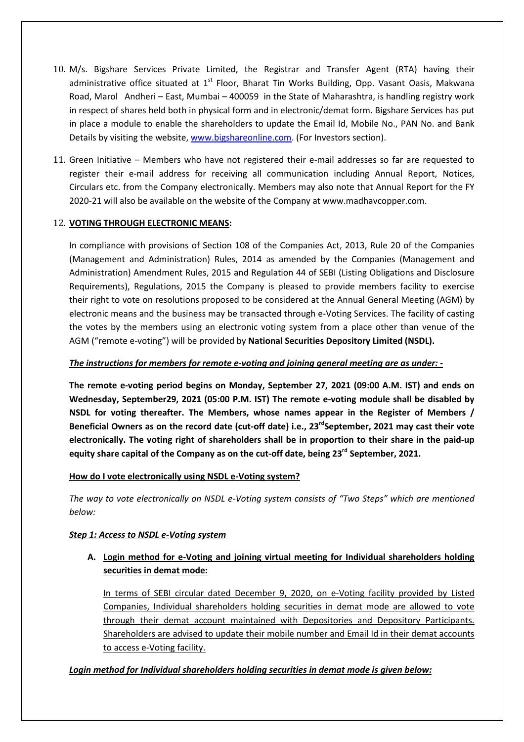10. M/s. Bigshare Services Private Limited, the Registrar and Transfer Agent (RTA) having their administrative office situated at 1st Floor, Bharat Tin Works Building, Opp. Vasant Oasis, Makwana Road, Marol Andheri – East, Mumbai – 400059 in the State of Maharashtra, is handling registry work in respect of shares held both in physical form and in electronic/demat form. Bigshare Services has put in place a module to enable the shareholders to update the Email Id, Mobile No., PAN No. and Bank Details by visiting the website, www.bigshareonline.com. (For Investors section).

11. Green Initiative – Members who have not registered their e-mail addresses so far are requested to register their e-mail address for receiving all communication including Annual Report, Notices, Circulars etc. from the Company electronically. Members may also note that Annual Report for the FY 2020-21 will also be available on the website of the Company at www.madhavcopper.com.

12. **VOTING THROUGH ELECTRONIC MEANS:**

In compliance with provisions of Section 108 of the Companies Act, 2013, Rule 20 of the Companies (Management and Administration) Rules, 2014 as amended by the Companies (Management and Administration) Amendment Rules, 2015 and Regulation 44 of SEBI (Listing Obligations and Disclosure Requirements), Regulations, 2015 the Company is pleased to provide members facility to exercise their right to vote on resolutions proposed to be considered at the Annual General Meeting (AGM) by electronic means and the business may be transacted through e-Voting Services. The facility of casting the votes by the members using an electronic voting system from a place other than venue of the AGM ("remote e-voting") will be provided by **National Securities Depository Limited (NSDL).**

***The instructions for members for remote e-voting and joining general meeting are as under: -***

**The remote e-voting period begins on Monday, September 27, 2021 (09:00 A.M. IST) and ends on Wednesday, September29, 2021 (05:00 P.M. IST) The remote e-voting module shall be disabled by NSDL for voting thereafter. The Members, whose names appear in the Register of Members / Beneficial Owners as on the record date (cut-off date) i.e., 23rdSeptember, 2021 may cast their vote electronically. The voting right of shareholders shall be in proportion to their share in the paid-up equity share capital of the Company as on the cut-off date, being 23rd September, 2021.**

**How do I vote electronically using NSDL e-Voting system?**

*The way to vote electronically on NSDL e-Voting system consists of "Two Steps" which are mentioned below:*

***Step 1: Access to NSDL e-Voting system***

**A. Login method for e-Voting and joining virtual meeting for Individual shareholders holding securities in demat mode:**

In terms of SEBI circular dated December 9, 2020, on e-Voting facility provided by Listed Companies, Individual shareholders holding securities in demat mode are allowed to vote through their demat account maintained with Depositories and Depository Participants. Shareholders are advised to update their mobile number and Email Id in their demat accounts to access e-Voting facility.

***Login method for Individual shareholders holding securities in demat mode is given below:***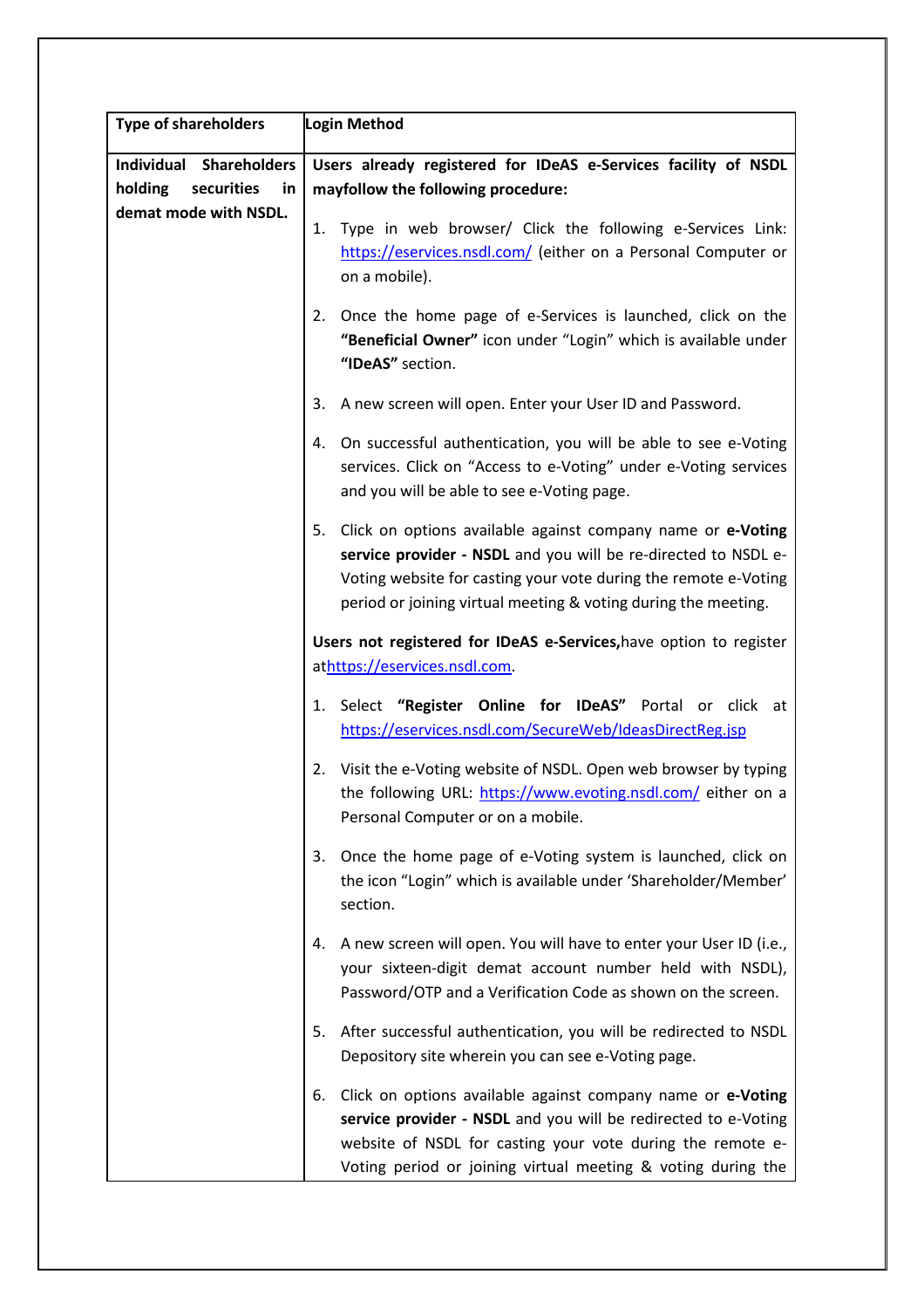| Type of shareholders | Login Method |
|---|---|
| **Individual Shareholders holding securities in demat mode with NSDL.** | **Users already registered for IDeAS e-Services facility of NSDL mayfollow the following procedure:**<br><br>1. Type in web browser/ Click the following e-Services Link: https://eservices.nsdl.com/ (either on a Personal Computer or on a mobile).<br><br>2. Once the home page of e-Services is launched, click on the **"Beneficial Owner"** icon under "Login" which is available under **"IDeAS"** section.<br><br>3. A new screen will open. Enter your User ID and Password.<br><br>4. On successful authentication, you will be able to see e-Voting services. Click on "Access to e-Voting" under e-Voting services and you will be able to see e-Voting page.<br><br>5. Click on options available against company name or **e-Voting service provider - NSDL** and you will be re-directed to NSDL e-Voting website for casting your vote during the remote e-Voting period or joining virtual meeting & voting during the meeting.<br><br>**Users not registered for IDeAS e-Services,**have option to register athttps://eservices.nsdl.com.<br><br>1. Select **"Register Online for IDeAS"** Portal or click at https://eservices.nsdl.com/SecureWeb/IdeasDirectReg.jsp<br><br>2. Visit the e-Voting website of NSDL. Open web browser by typing the following URL: https://www.evoting.nsdl.com/ either on a Personal Computer or on a mobile.<br><br>3. Once the home page of e-Voting system is launched, click on the icon "Login" which is available under 'Shareholder/Member' section.<br><br>4. A new screen will open. You will have to enter your User ID (i.e., your sixteen-digit demat account number held with NSDL), Password/OTP and a Verification Code as shown on the screen.<br><br>5. After successful authentication, you will be redirected to NSDL Depository site wherein you can see e-Voting page.<br><br>6. Click on options available against company name or **e-Voting service provider - NSDL** and you will be redirected to e-Voting website of NSDL for casting your vote during the remote e-Voting period or joining virtual meeting & voting during the |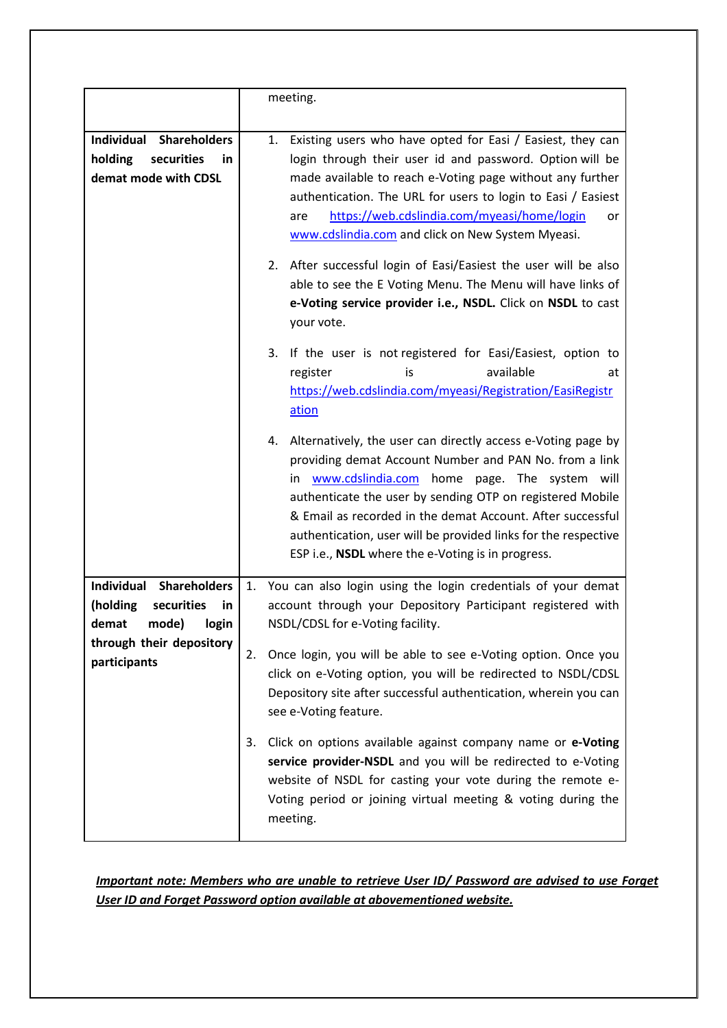| | |
|---|---|
| | meeting. |
| **Individual Shareholders holding securities in demat mode with CDSL** | 1. Existing users who have opted for Easi / Easiest, they can login through their user id and password. Option will be made available to reach e-Voting page without any further authentication. The URL for users to login to Easi / Easiest are https://web.cdslindia.com/myeasi/home/login or www.cdslindia.com and click on New System Myeasi.<br><br>2. After successful login of Easi/Easiest the user will be also able to see the E Voting Menu. The Menu will have links of **e-Voting service provider i.e., NSDL.** Click on **NSDL** to cast your vote.<br><br>3. If the user is not registered for Easi/Easiest, option to register is available at https://web.cdslindia.com/myeasi/Registration/EasiRegistration<br><br>4. Alternatively, the user can directly access e-Voting page by providing demat Account Number and PAN No. from a link in www.cdslindia.com home page. The system will authenticate the user by sending OTP on registered Mobile & Email as recorded in the demat Account. After successful authentication, user will be provided links for the respective ESP i.e., **NSDL** where the e-Voting is in progress. |
| **Individual Shareholders (holding securities in demat mode) login through their depository participants** | 1. You can also login using the login credentials of your demat account through your Depository Participant registered with NSDL/CDSL for e-Voting facility.<br><br>2. Once login, you will be able to see e-Voting option. Once you click on e-Voting option, you will be redirected to NSDL/CDSL Depository site after successful authentication, wherein you can see e-Voting feature.<br><br>3. Click on options available against company name or **e-Voting service provider-NSDL** and you will be redirected to e-Voting website of NSDL for casting your vote during the remote e-Voting period or joining virtual meeting & voting during the meeting. |

***Important note: Members who are unable to retrieve User ID/ Password are advised to use Forget User ID and Forget Password option available at abovementioned website.***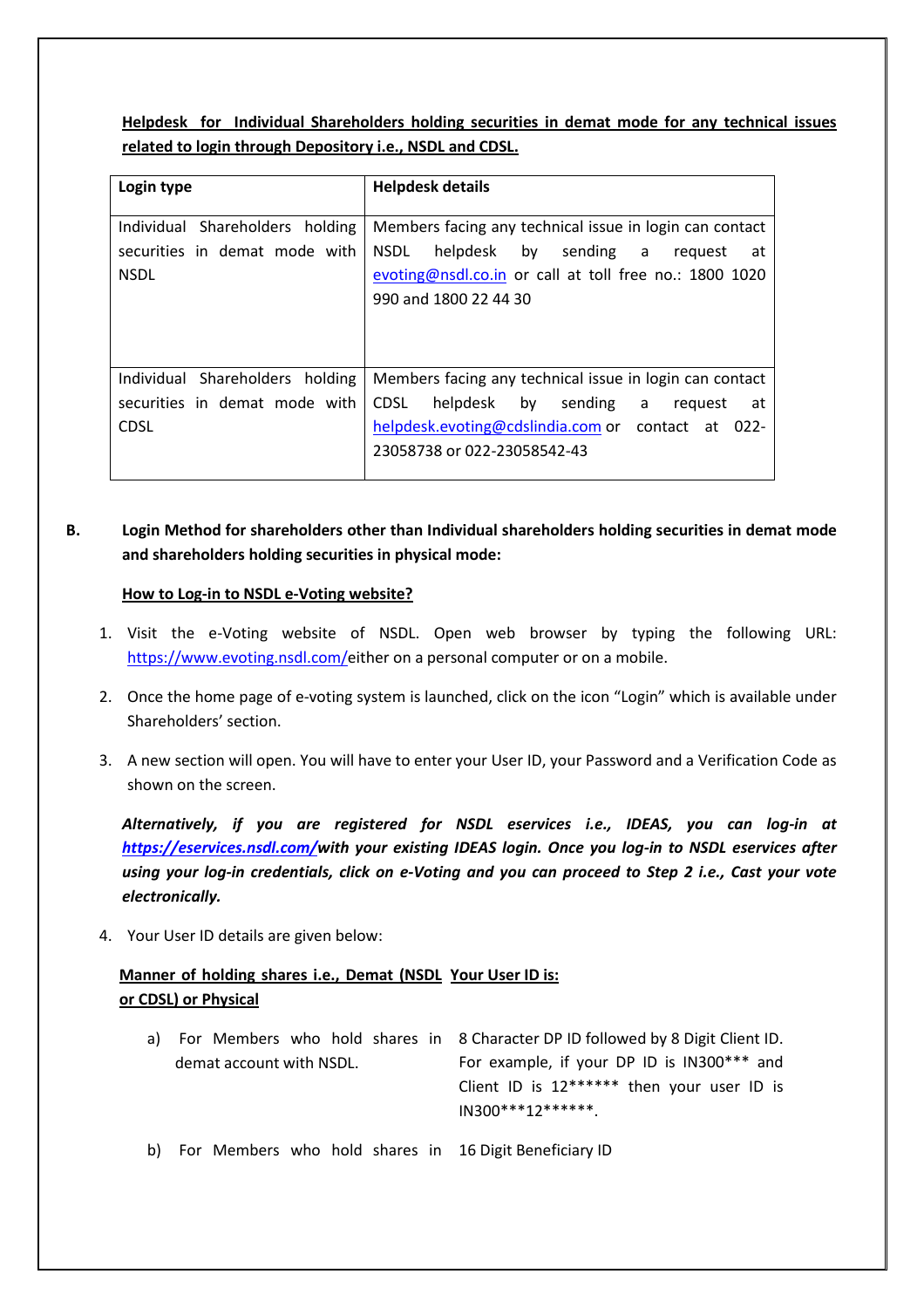**Helpdesk for Individual Shareholders holding securities in demat mode for any technical issues related to login through Depository i.e., NSDL and CDSL.**

| Login type | Helpdesk details |
|---|---|
| Individual Shareholders holding securities in demat mode with NSDL | Members facing any technical issue in login can contact NSDL helpdesk by sending a request at evoting@nsdl.co.in or call at toll free no.: 1800 1020 990 and 1800 22 44 30 |
| Individual Shareholders holding securities in demat mode with CDSL | Members facing any technical issue in login can contact CDSL helpdesk by sending a request at helpdesk.evoting@cdslindia.com or contact at 022-23058738 or 022-23058542-43 |

**B. Login Method for shareholders other than Individual shareholders holding securities in demat mode and shareholders holding securities in physical mode:**

**How to Log-in to NSDL e-Voting website?**

1. Visit the e-Voting website of NSDL. Open web browser by typing the following URL: https://www.evoting.nsdl.com/either on a personal computer or on a mobile.
2. Once the home page of e-voting system is launched, click on the icon "Login" which is available under Shareholders' section.
3. A new section will open. You will have to enter your User ID, your Password and a Verification Code as shown on the screen.

***Alternatively, if you are registered for NSDL eservices i.e., IDEAS, you can log-in at https://eservices.nsdl.com/with your existing IDEAS login. Once you log-in to NSDL eservices after using your log-in credentials, click on e-Voting and you can proceed to Step 2 i.e., Cast your vote electronically.***

4. Your User ID details are given below:

| Manner of holding shares i.e., Demat (NSDL or CDSL) or Physical | Your User ID is: |
|---|---|
| a) For Members who hold shares in demat account with NSDL. | 8 Character DP ID followed by 8 Digit Client ID. For example, if your DP ID is IN300*** and Client ID is 12****** then your user ID is IN300***12******. |
| b) For Members who hold shares in | 16 Digit Beneficiary ID |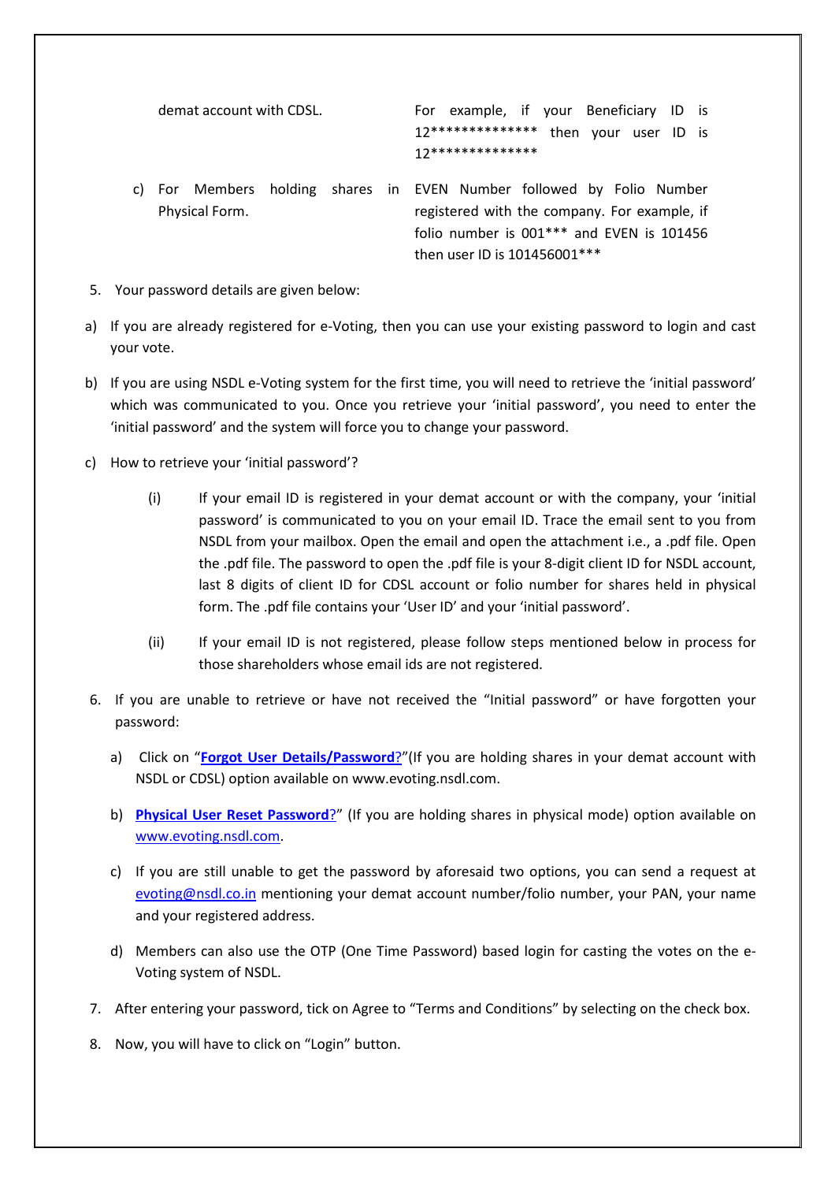| | |
|---|---|
| demat account with CDSL. | For example, if your Beneficiary ID is 12************** then your user ID is 12************** |
| c) For Members holding shares in Physical Form. | EVEN Number followed by Folio Number registered with the company. For example, if folio number is 001*** and EVEN is 101456 then user ID is 101456001*** |

5. Your password details are given below:

a) If you are already registered for e-Voting, then you can use your existing password to login and cast your vote.

b) If you are using NSDL e-Voting system for the first time, you will need to retrieve the 'initial password' which was communicated to you. Once you retrieve your 'initial password', you need to enter the 'initial password' and the system will force you to change your password.

c) How to retrieve your 'initial password'?

   (i) If your email ID is registered in your demat account or with the company, your 'initial password' is communicated to you on your email ID. Trace the email sent to you from NSDL from your mailbox. Open the email and open the attachment i.e., a .pdf file. Open the .pdf file. The password to open the .pdf file is your 8-digit client ID for NSDL account, last 8 digits of client ID for CDSL account or folio number for shares held in physical form. The .pdf file contains your 'User ID' and your 'initial password'.

   (ii) If your email ID is not registered, please follow steps mentioned below in process for those shareholders whose email ids are not registered.

6. If you are unable to retrieve or have not received the "Initial password" or have forgotten your password:

   a) Click on "**Forgot User Details/Password?**"(If you are holding shares in your demat account with NSDL or CDSL) option available on www.evoting.nsdl.com.

   b) **Physical User Reset Password?**" (If you are holding shares in physical mode) option available on www.evoting.nsdl.com.

   c) If you are still unable to get the password by aforesaid two options, you can send a request at evoting@nsdl.co.in mentioning your demat account number/folio number, your PAN, your name and your registered address.

   d) Members can also use the OTP (One Time Password) based login for casting the votes on the e-Voting system of NSDL.

7. After entering your password, tick on Agree to "Terms and Conditions" by selecting on the check box.

8. Now, you will have to click on "Login" button.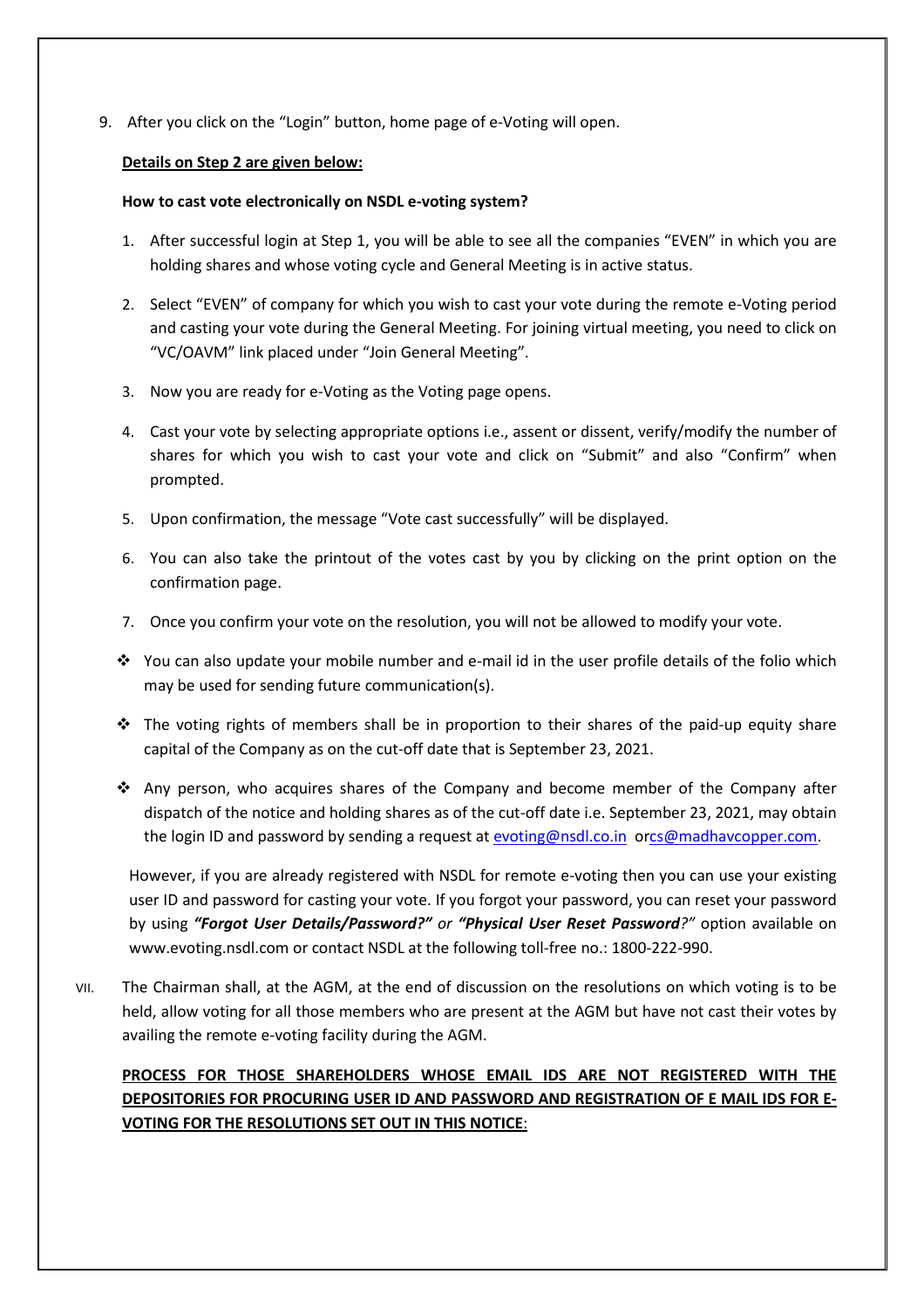9. After you click on the “Login” button, home page of e-Voting will open.

**Details on Step 2 are given below:**

**How to cast vote electronically on NSDL e-voting system?**

1. After successful login at Step 1, you will be able to see all the companies “EVEN” in which you are holding shares and whose voting cycle and General Meeting is in active status.
2. Select “EVEN” of company for which you wish to cast your vote during the remote e-Voting period and casting your vote during the General Meeting. For joining virtual meeting, you need to click on “VC/OAVM” link placed under “Join General Meeting”.
3. Now you are ready for e-Voting as the Voting page opens.
4. Cast your vote by selecting appropriate options i.e., assent or dissent, verify/modify the number of shares for which you wish to cast your vote and click on “Submit” and also “Confirm” when prompted.
5. Upon confirmation, the message “Vote cast successfully” will be displayed.
6. You can also take the printout of the votes cast by you by clicking on the print option on the confirmation page.
7. Once you confirm your vote on the resolution, you will not be allowed to modify your vote.

- You can also update your mobile number and e-mail id in the user profile details of the folio which may be used for sending future communication(s).
- The voting rights of members shall be in proportion to their shares of the paid-up equity share capital of the Company as on the cut-off date that is September 23, 2021.
- Any person, who acquires shares of the Company and become member of the Company after dispatch of the notice and holding shares as of the cut-off date i.e. September 23, 2021, may obtain the login ID and password by sending a request at evoting@nsdl.co.in orcs@madhavcopper.com.

However, if you are already registered with NSDL for remote e-voting then you can use your existing user ID and password for casting your vote. If you forgot your password, you can reset your password by using ***“Forgot User Details/Password?”*** *or* ***“Physical User Reset Password****?”* option available on www.evoting.nsdl.com or contact NSDL at the following toll-free no.: 1800-222-990.

VII. The Chairman shall, at the AGM, at the end of discussion on the resolutions on which voting is to be held, allow voting for all those members who are present at the AGM but have not cast their votes by availing the remote e-voting facility during the AGM.

**PROCESS FOR THOSE SHAREHOLDERS WHOSE EMAIL IDS ARE NOT REGISTERED WITH THE DEPOSITORIES FOR PROCURING USER ID AND PASSWORD AND REGISTRATION OF E MAIL IDS FOR E-VOTING FOR THE RESOLUTIONS SET OUT IN THIS NOTICE**: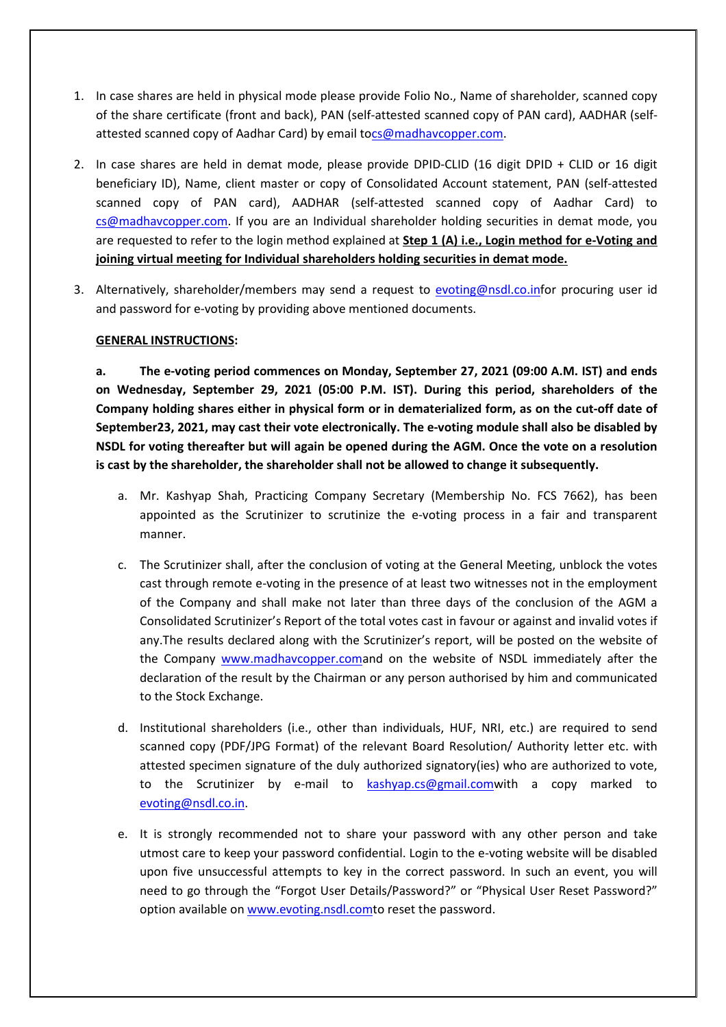1. In case shares are held in physical mode please provide Folio No., Name of shareholder, scanned copy of the share certificate (front and back), PAN (self-attested scanned copy of PAN card), AADHAR (self-attested scanned copy of Aadhar Card) by email tocs@madhavcopper.com.

2. In case shares are held in demat mode, please provide DPID-CLID (16 digit DPID + CLID or 16 digit beneficiary ID), Name, client master or copy of Consolidated Account statement, PAN (self-attested scanned copy of PAN card), AADHAR (self-attested scanned copy of Aadhar Card) to cs@madhavcopper.com. If you are an Individual shareholder holding securities in demat mode, you are requested to refer to the login method explained at **Step 1 (A) i.e., Login method for e-Voting and joining virtual meeting for Individual shareholders holding securities in demat mode.**

3. Alternatively, shareholder/members may send a request to evoting@nsdl.co.infor procuring user id and password for e-voting by providing above mentioned documents.

**GENERAL INSTRUCTIONS:**

**a. The e-voting period commences on Monday, September 27, 2021 (09:00 A.M. IST) and ends on Wednesday, September 29, 2021 (05:00 P.M. IST). During this period, shareholders of the Company holding shares either in physical form or in dematerialized form, as on the cut-off date of September23, 2021, may cast their vote electronically. The e-voting module shall also be disabled by NSDL for voting thereafter but will again be opened during the AGM. Once the vote on a resolution is cast by the shareholder, the shareholder shall not be allowed to change it subsequently.**

a. Mr. Kashyap Shah, Practicing Company Secretary (Membership No. FCS 7662), has been appointed as the Scrutinizer to scrutinize the e-voting process in a fair and transparent manner.

c. The Scrutinizer shall, after the conclusion of voting at the General Meeting, unblock the votes cast through remote e-voting in the presence of at least two witnesses not in the employment of the Company and shall make not later than three days of the conclusion of the AGM a Consolidated Scrutinizer's Report of the total votes cast in favour or against and invalid votes if any.The results declared along with the Scrutinizer's report, will be posted on the website of the Company www.madhavcopper.comand on the website of NSDL immediately after the declaration of the result by the Chairman or any person authorised by him and communicated to the Stock Exchange.

d. Institutional shareholders (i.e., other than individuals, HUF, NRI, etc.) are required to send scanned copy (PDF/JPG Format) of the relevant Board Resolution/ Authority letter etc. with attested specimen signature of the duly authorized signatory(ies) who are authorized to vote, to the Scrutinizer by e-mail to kashyap.cs@gmail.comwith a copy marked to evoting@nsdl.co.in.

e. It is strongly recommended not to share your password with any other person and take utmost care to keep your password confidential. Login to the e-voting website will be disabled upon five unsuccessful attempts to key in the correct password. In such an event, you will need to go through the "Forgot User Details/Password?" or "Physical User Reset Password?" option available on www.evoting.nsdl.comto reset the password.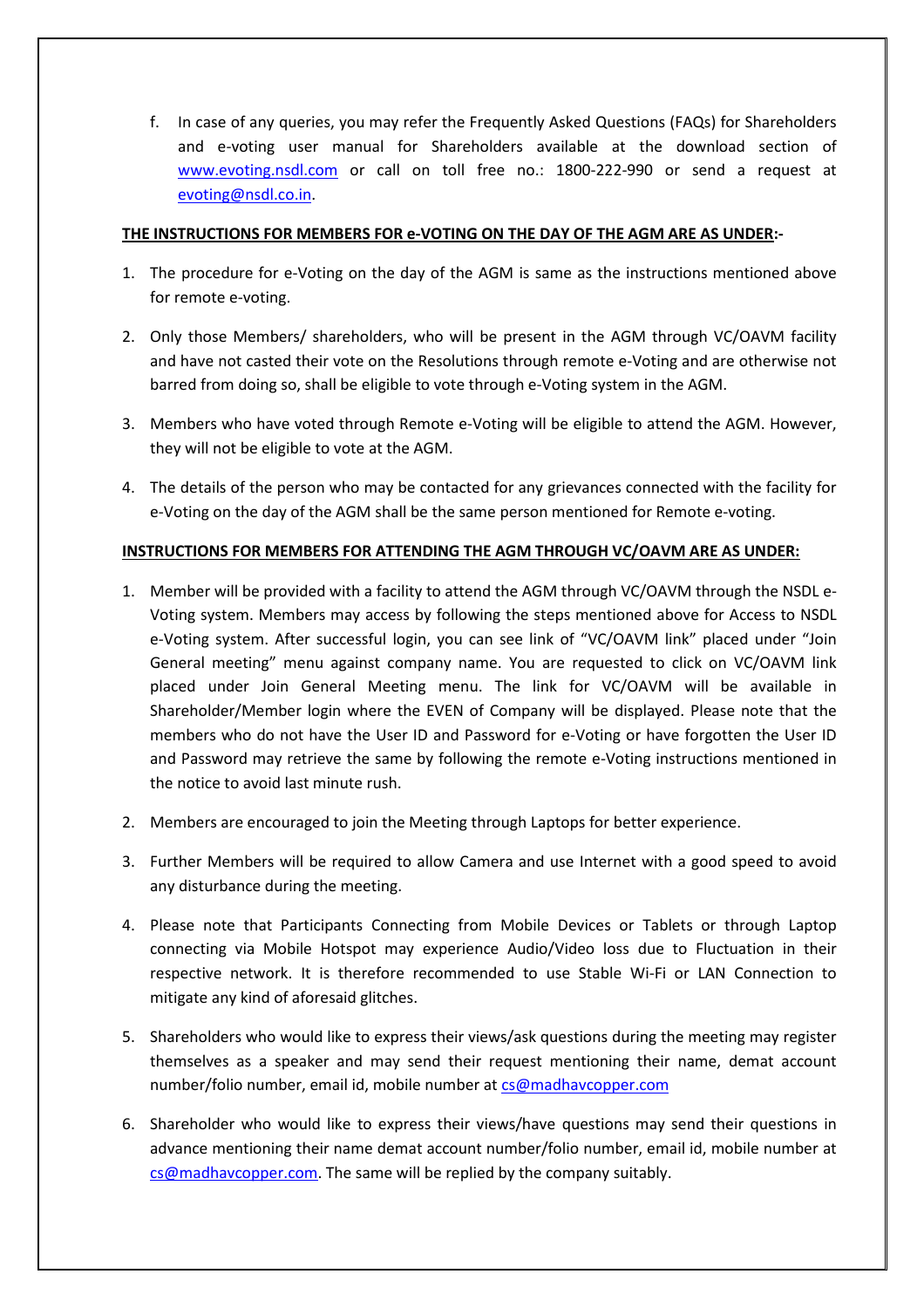f. In case of any queries, you may refer the Frequently Asked Questions (FAQs) for Shareholders and e-voting user manual for Shareholders available at the download section of www.evoting.nsdl.com or call on toll free no.: 1800-222-990 or send a request at evoting@nsdl.co.in.

**THE INSTRUCTIONS FOR MEMBERS FOR e-VOTING ON THE DAY OF THE AGM ARE AS UNDER:-**

1. The procedure for e-Voting on the day of the AGM is same as the instructions mentioned above for remote e-voting.

2. Only those Members/ shareholders, who will be present in the AGM through VC/OAVM facility and have not casted their vote on the Resolutions through remote e-Voting and are otherwise not barred from doing so, shall be eligible to vote through e-Voting system in the AGM.

3. Members who have voted through Remote e-Voting will be eligible to attend the AGM. However, they will not be eligible to vote at the AGM.

4. The details of the person who may be contacted for any grievances connected with the facility for e-Voting on the day of the AGM shall be the same person mentioned for Remote e-voting.

**INSTRUCTIONS FOR MEMBERS FOR ATTENDING THE AGM THROUGH VC/OAVM ARE AS UNDER:**

1. Member will be provided with a facility to attend the AGM through VC/OAVM through the NSDL e-Voting system. Members may access by following the steps mentioned above for Access to NSDL e-Voting system. After successful login, you can see link of "VC/OAVM link" placed under "Join General meeting" menu against company name. You are requested to click on VC/OAVM link placed under Join General Meeting menu. The link for VC/OAVM will be available in Shareholder/Member login where the EVEN of Company will be displayed. Please note that the members who do not have the User ID and Password for e-Voting or have forgotten the User ID and Password may retrieve the same by following the remote e-Voting instructions mentioned in the notice to avoid last minute rush.

2. Members are encouraged to join the Meeting through Laptops for better experience.

3. Further Members will be required to allow Camera and use Internet with a good speed to avoid any disturbance during the meeting.

4. Please note that Participants Connecting from Mobile Devices or Tablets or through Laptop connecting via Mobile Hotspot may experience Audio/Video loss due to Fluctuation in their respective network. It is therefore recommended to use Stable Wi-Fi or LAN Connection to mitigate any kind of aforesaid glitches.

5. Shareholders who would like to express their views/ask questions during the meeting may register themselves as a speaker and may send their request mentioning their name, demat account number/folio number, email id, mobile number at cs@madhavcopper.com

6. Shareholder who would like to express their views/have questions may send their questions in advance mentioning their name demat account number/folio number, email id, mobile number at cs@madhavcopper.com. The same will be replied by the company suitably.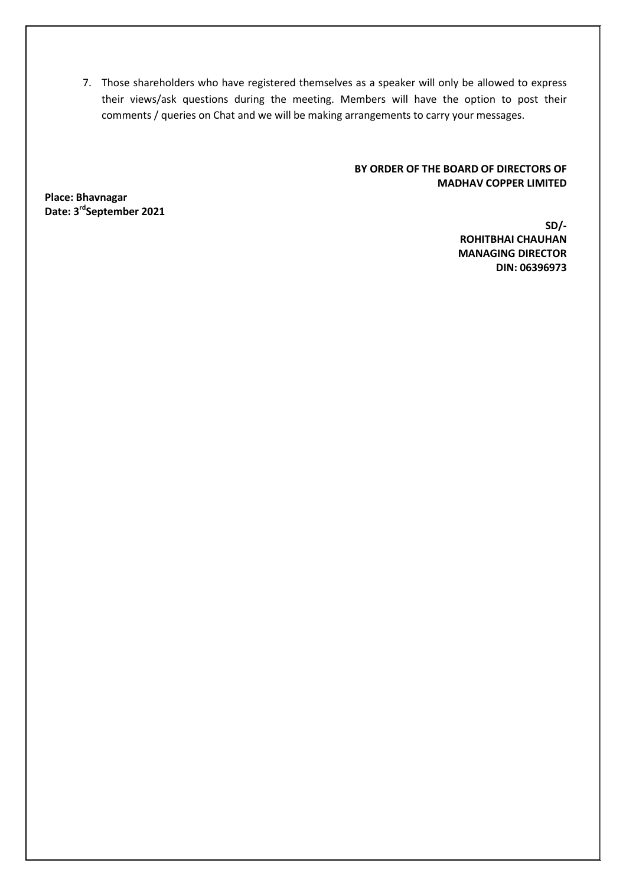7. Those shareholders who have registered themselves as a speaker will only be allowed to express their views/ask questions during the meeting. Members will have the option to post their comments / queries on Chat and we will be making arrangements to carry your messages.

**BY ORDER OF THE BOARD OF DIRECTORS OF**
**MADHAV COPPER LIMITED**

**Place: Bhavnagar**
**Date: 3rd September 2021**

**SD/-**
**ROHITBHAI CHAUHAN**
**MANAGING DIRECTOR**
**DIN: 06396973**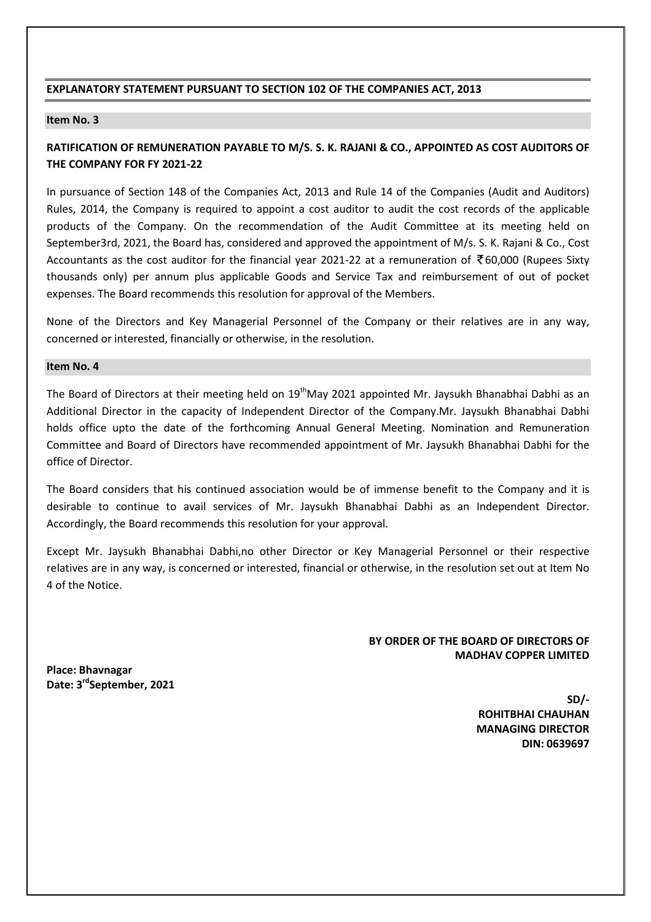## EXPLANATORY STATEMENT PURSUANT TO SECTION 102 OF THE COMPANIES ACT, 2013

### Item No. 3

**RATIFICATION OF REMUNERATION PAYABLE TO M/S. S. K. RAJANI & CO., APPOINTED AS COST AUDITORS OF THE COMPANY FOR FY 2021-22**

In pursuance of Section 148 of the Companies Act, 2013 and Rule 14 of the Companies (Audit and Auditors) Rules, 2014, the Company is required to appoint a cost auditor to audit the cost records of the applicable products of the Company. On the recommendation of the Audit Committee at its meeting held on September3rd, 2021, the Board has, considered and approved the appointment of M/s. S. K. Rajani & Co., Cost Accountants as the cost auditor for the financial year 2021-22 at a remuneration of ₹60,000 (Rupees Sixty thousands only) per annum plus applicable Goods and Service Tax and reimbursement of out of pocket expenses. The Board recommends this resolution for approval of the Members.

None of the Directors and Key Managerial Personnel of the Company or their relatives are in any way, concerned or interested, financially or otherwise, in the resolution.

### Item No. 4

The Board of Directors at their meeting held on 19thMay 2021 appointed Mr. Jaysukh Bhanabhai Dabhi as an Additional Director in the capacity of Independent Director of the Company.Mr. Jaysukh Bhanabhai Dabhi holds office upto the date of the forthcoming Annual General Meeting. Nomination and Remuneration Committee and Board of Directors have recommended appointment of Mr. Jaysukh Bhanabhai Dabhi for the office of Director.

The Board considers that his continued association would be of immense benefit to the Company and it is desirable to continue to avail services of Mr. Jaysukh Bhanabhai Dabhi as an Independent Director. Accordingly, the Board recommends this resolution for your approval.

Except Mr. Jaysukh Bhanabhai Dabhi,no other Director or Key Managerial Personnel or their respective relatives are in any way, is concerned or interested, financial or otherwise, in the resolution set out at Item No 4 of the Notice.

**BY ORDER OF THE BOARD OF DIRECTORS OF**
**MADHAV COPPER LIMITED**

**Place: Bhavnagar**
**Date: 3rdSeptember, 2021**

**SD/-**
**ROHITBHAI CHAUHAN**
**MANAGING DIRECTOR**
**DIN: 0639697**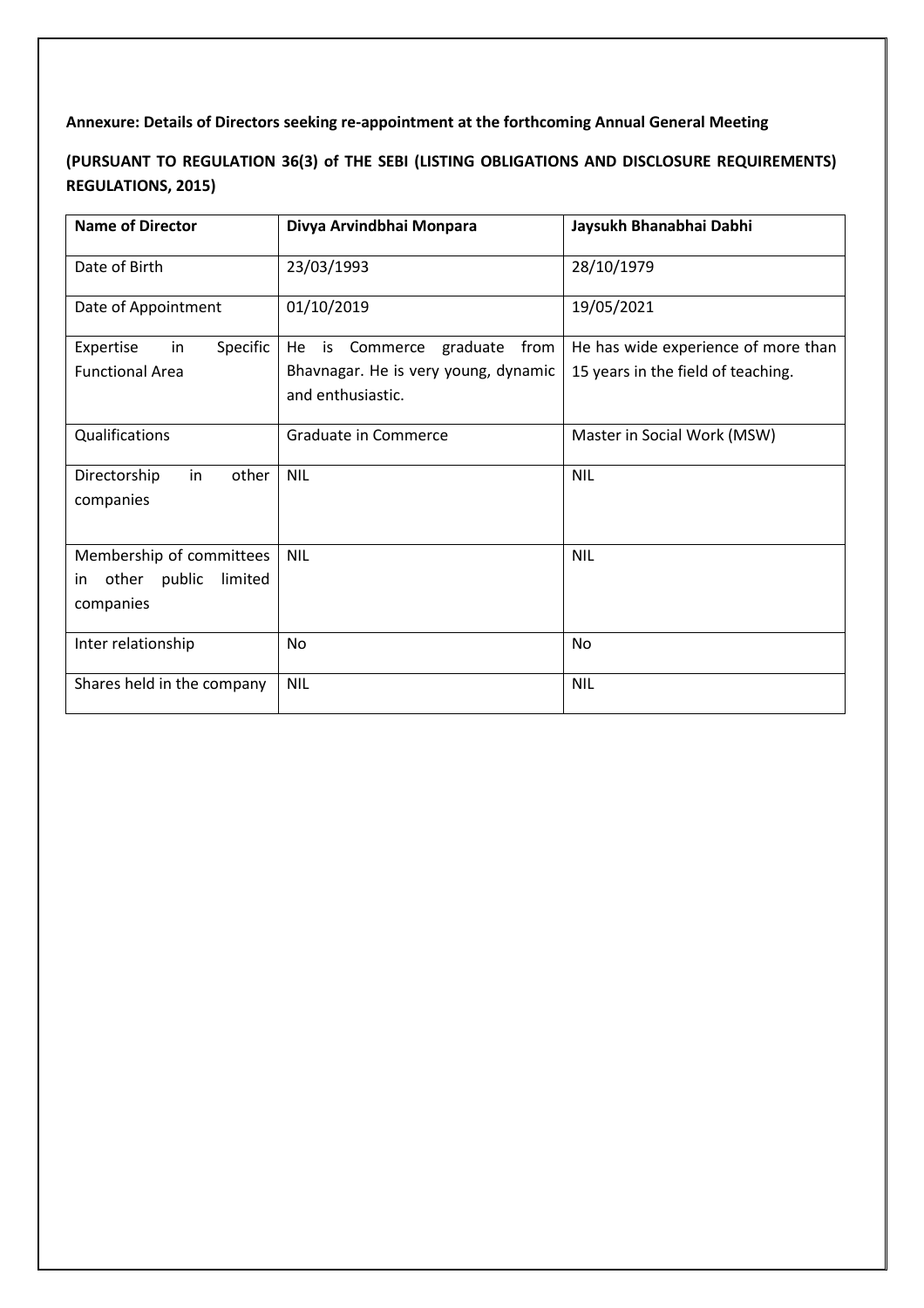**Annexure: Details of Directors seeking re-appointment at the forthcoming Annual General Meeting**

**(PURSUANT TO REGULATION 36(3) of THE SEBI (LISTING OBLIGATIONS AND DISCLOSURE REQUIREMENTS) REGULATIONS, 2015)**

| Name of Director | Divya Arvindbhai Monpara | Jaysukh Bhanabhai Dabhi |
|---|---|---|
| Date of Birth | 23/03/1993 | 28/10/1979 |
| Date of Appointment | 01/10/2019 | 19/05/2021 |
| Expertise in Specific Functional Area | He is Commerce graduate from Bhavnagar. He is very young, dynamic and enthusiastic. | He has wide experience of more than 15 years in the field of teaching. |
| Qualifications | Graduate in Commerce | Master in Social Work (MSW) |
| Directorship in other companies | NIL | NIL |
| Membership of committees in other public limited companies | NIL | NIL |
| Inter relationship | No | No |
| Shares held in the company | NIL | NIL |